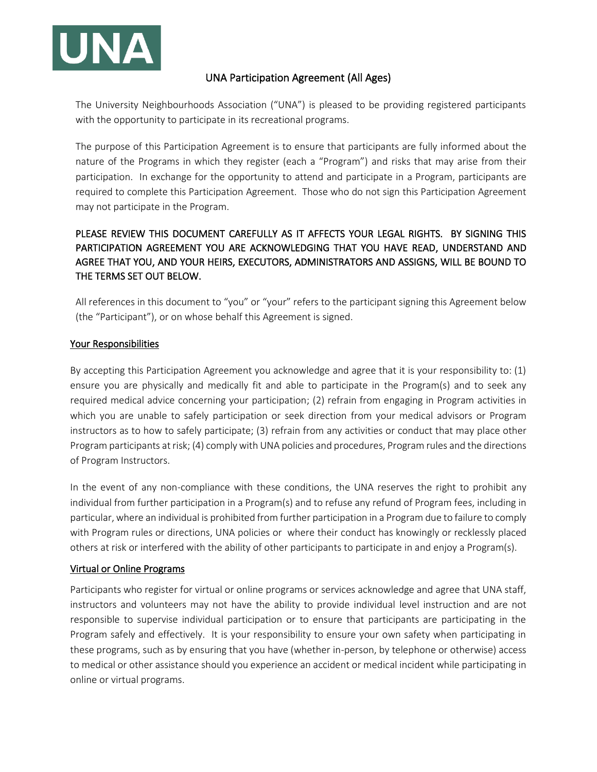UNA

# UNA Participation Agreement (All Ages)

The University Neighbourhoods Association ("UNA") is pleased to be providing registered participants with the opportunity to participate in its recreational programs.

The purpose of this Participation Agreement is to ensure that participants are fully informed about the nature of the Programs in which they register (each a "Program") and risks that may arise from their participation. In exchange for the opportunity to attend and participate in a Program, participants are required to complete this Participation Agreement. Those who do not sign this Participation Agreement may not participate in the Program.

PLEASE REVIEW THIS DOCUMENT CAREFULLY AS IT AFFECTS YOUR LEGAL RIGHTS. BY SIGNING THIS PARTICIPATION AGREEMENT YOU ARE ACKNOWLEDGING THAT YOU HAVE READ, UNDERSTAND AND AGREE THAT YOU, AND YOUR HEIRS, EXECUTORS, ADMINISTRATORS AND ASSIGNS, WILL BE BOUND TO THE TERMS SET OUT BELOW.

All references in this document to "you" or "your" refers to the participant signing this Agreement below (the "Participant"), or on whose behalf this Agreement is signed.

## Your Responsibilities

By accepting this Participation Agreement you acknowledge and agree that it is your responsibility to: (1) ensure you are physically and medically fit and able to participate in the Program(s) and to seek any required medical advice concerning your participation; (2) refrain from engaging in Program activities in which you are unable to safely participation or seek direction from your medical advisors or Program instructors as to how to safely participate; (3) refrain from any activities or conduct that may place other Program participants at risk; (4) comply with UNA policies and procedures, Program rules and the directions of Program Instructors.

In the event of any non-compliance with these conditions, the UNA reserves the right to prohibit any individual from further participation in a Program(s) and to refuse any refund of Program fees, including in particular, where an individual is prohibited from further participation in a Program due to failure to comply with Program rules or directions, UNA policies or where their conduct has knowingly or recklessly placed others at risk or interfered with the ability of other participants to participate in and enjoy a Program(s).

## Virtual or Online Programs

Participants who register for virtual or online programs or services acknowledge and agree that UNA staff, instructors and volunteers may not have the ability to provide individual level instruction and are not responsible to supervise individual participation or to ensure that participants are participating in the Program safely and effectively. It is your responsibility to ensure your own safety when participating in these programs, such as by ensuring that you have (whether in-person, by telephone or otherwise) access to medical or other assistance should you experience an accident or medical incident while participating in online or virtual programs.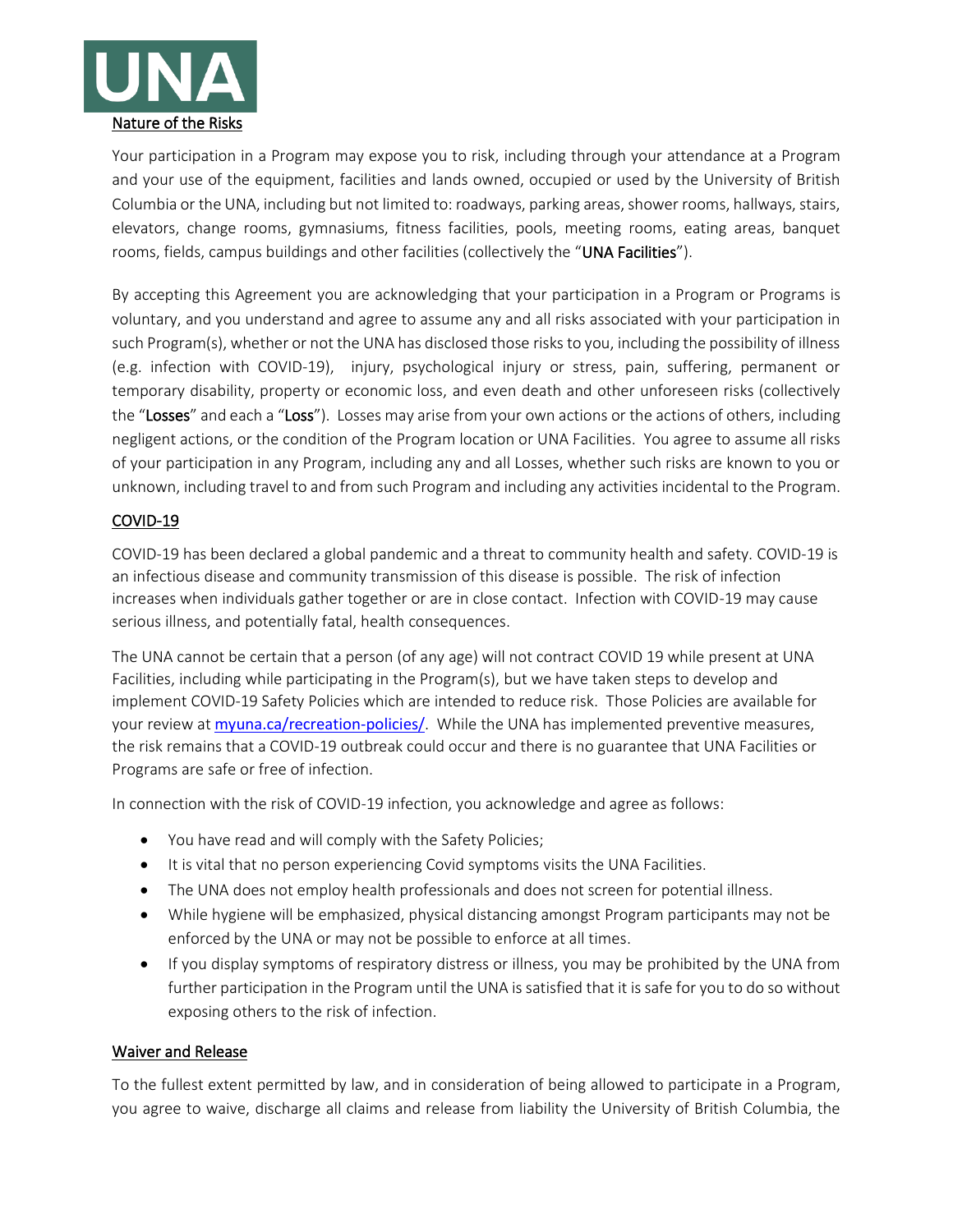UNA

## Nature of the Risks

Your participation in a Program may expose you to risk, including through your attendance at a Program and your use of the equipment, facilities and lands owned, occupied or used by the University of British Columbia or the UNA, including but not limited to: roadways, parking areas, shower rooms, hallways, stairs, elevators, change rooms, gymnasiums, fitness facilities, pools, meeting rooms, eating areas, banquet rooms, fields, campus buildings and other facilities (collectively the "**UNA Facilities**").

By accepting this Agreement you are acknowledging that your participation in a Program or Programs is voluntary, and you understand and agree to assume any and all risks associated with your participation in such Program(s), whether or not the UNA has disclosed those risks to you, including the possibility of illness (e.g. infection with COVID-19), injury, psychological injury or stress, pain, suffering, permanent or temporary disability, property or economic loss, and even death and other unforeseen risks (collectively the "**Losses**" and each a "**Loss**"). Losses may arise from your own actions or the actions of others, including negligent actions, or the condition of the Program location or UNA Facilities. You agree to assume all risks of your participation in any Program, including any and all Losses, whether such risks are known to you or unknown, including travel to and from such Program and including any activities incidental to the Program.

## COVID-19

COVID-19 has been declared a global pandemic and a threat to community health and safety. COVID-19 is an infectious disease and community transmission of this disease is possible. The risk of infection increases when individuals gather together or are in close contact. Infection with COVID-19 may cause serious illness, and potentially fatal, health consequences.

The UNA cannot be certain that a person (of any age) will not contract COVID 19 while present at UNA Facilities, including while participating in the Program(s), but we have taken steps to develop and implement COVID-19 Safety Policies which are intended to reduce risk. Those Policies are available for your review at [myuna.ca/recreation-policies/](myuna.ca/recreation-policies/). While the UNA has implemented preventive measures, the risk remains that a COVID-19 outbreak could occur and there is no guarantee that UNA Facilities or Programs are safe or free of infection.

In connection with the risk of COVID-19 infection, you acknowledge and agree as follows:

- You have read and will comply with the Safety Policies;
- It is vital that no person experiencing Covid symptoms visits the UNA Facilities.
- The UNA does not employ health professionals and does not screen for potential illness.
- While hygiene will be emphasized, physical distancing amongst Program participants may not be enforced by the UNA or may not be possible to enforce at all times.
- If you display symptoms of respiratory distress or illness, you may be prohibited by the UNA from further participation in the Program until the UNA is satisfied that it is safe for you to do so without exposing others to the risk of infection.

## Waiver and Release

To the fullest extent permitted by law, and in consideration of being allowed to participate in a Program, you agree to waive, discharge all claims and release from liability the University of British Columbia, the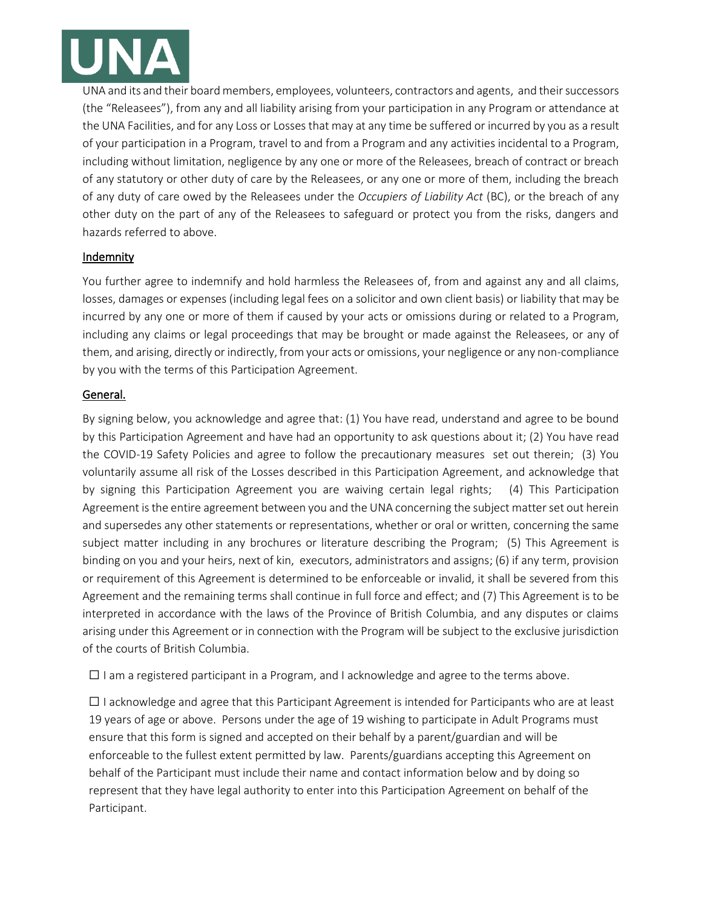UNA

UNA and its and their board members, employees, volunteers, contractors and agents, and their successors (the "Releasees"), from any and all liability arising from your participation in any Program or attendance at the UNA Facilities, and for any Loss or Losses that may at any time be suffered or incurred by you as a result of your participation in a Program, travel to and from a Program and any activities incidental to a Program, including without limitation, negligence by any one or more of the Releasees, breach of contract or breach of any statutory or other duty of care by the Releasees, or any one or more of them, including the breach of any duty of care owed by the Releasees under the *Occupiers of Liability Act* (BC), or the breach of any other duty on the part of any of the Releasees to safeguard or protect you from the risks, dangers and hazards referred to above.

## Indemnity

You further agree to indemnify and hold harmless the Releasees of, from and against any and all claims, losses, damages or expenses (including legal fees on a solicitor and own client basis) or liability that may be incurred by any one or more of them if caused by your acts or omissions during or related to a Program, including any claims or legal proceedings that may be brought or made against the Releasees, or any of them, and arising, directly or indirectly, from your acts or omissions, your negligence or any non-compliance by you with the terms of this Participation Agreement.

## General.

By signing below, you acknowledge and agree that: (1) You have read, understand and agree to be bound by this Participation Agreement and have had an opportunity to ask questions about it; (2) You have read the COVID-19 Safety Policies and agree to follow the precautionary measures set out therein; (3) You voluntarily assume all risk of the Losses described in this Participation Agreement, and acknowledge that by signing this Participation Agreement you are waiving certain legal rights; (4) This Participation Agreement is the entire agreement between you and the UNA concerning the subject matter set out herein and supersedes any other statements or representations, whether or oral or written, concerning the same subject matter including in any brochures or literature describing the Program; (5) This Agreement is binding on you and your heirs, next of kin, executors, administrators and assigns; (6) if any term, provision or requirement of this Agreement is determined to be enforceable or invalid, it shall be severed from this Agreement and the remaining terms shall continue in full force and effect; and (7) This Agreement is to be interpreted in accordance with the laws of the Province of British Columbia, and any disputes or claims arising under this Agreement or in connection with the Program will be subject to the exclusive jurisdiction of the courts of British Columbia.

☐ I am a registered participant in a Program, and I acknowledge and agree to the terms above.

☐ I acknowledge and agree that this Participant Agreement is intended for Participants who are at least 19 years of age or above. Persons under the age of 19 wishing to participate in Adult Programs must ensure that this form is signed and accepted on their behalf by a parent/guardian and will be enforceable to the fullest extent permitted by law. Parents/guardians accepting this Agreement on behalf of the Participant must include their name and contact information below and by doing so represent that they have legal authority to enter into this Participation Agreement on behalf of the Participant.